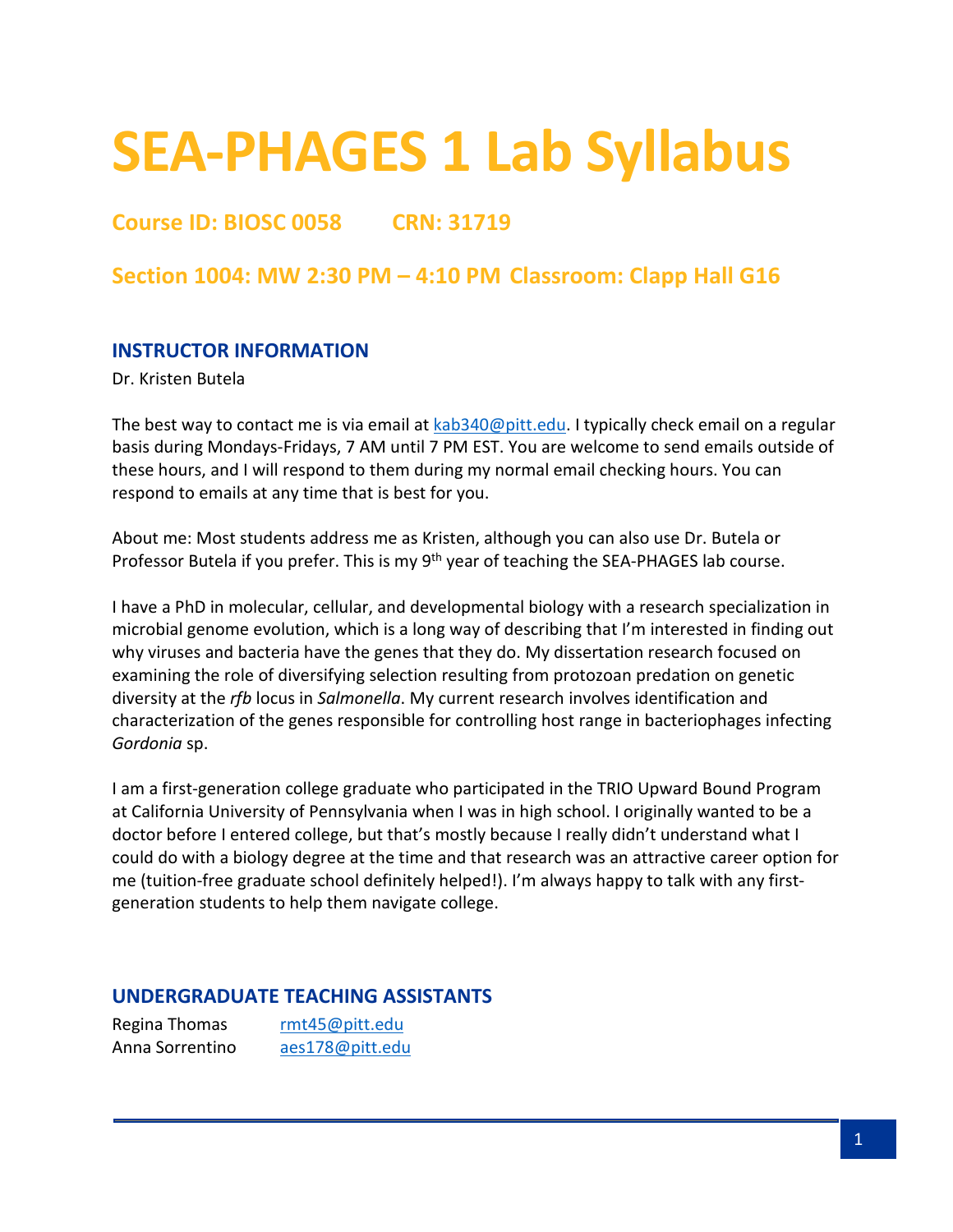# SEA-PHAGES 1 Lab Syllabus

## Course ID: BIOSC 0058 CRN: 31719

## Section 1004: MW 2:30 PM – 4:10 PM Classroom: Clapp Hall G16

### INSTRUCTOR INFORMATION

Dr. Kristen Butela

The best way to contact me is via email at kab340@pitt.edu. I typically check email on a regular basis during Mondays-Fridays, 7 AM until 7 PM EST. You are welcome to send emails outside of these hours, and I will respond to them during my normal email checking hours. You can respond to emails at any time that is best for you.

About me: Most students address me as Kristen, although you can also use Dr. Butela or Professor Butela if you prefer. This is my 9th year of teaching the SEA-PHAGES lab course.

I have a PhD in molecular, cellular, and developmental biology with a research specialization in microbial genome evolution, which is a long way of describing that I'm interested in finding out why viruses and bacteria have the genes that they do. My dissertation research focused on examining the role of diversifying selection resulting from protozoan predation on genetic diversity at the *rfb* locus in *Salmonella*. My current research involves identification and characterization of the genes responsible for controlling host range in bacteriophages infecting *Gordonia* sp.

I am a first-generation college graduate who participated in the TRIO Upward Bound Program at California University of Pennsylvania when I was in high school. I originally wanted to be a doctor before I entered college, but that's mostly because I really didn't understand what I could do with a biology degree at the time and that research was an attractive career option for me (tuition-free graduate school definitely helped!). I'm always happy to talk with any first-generation students to help them navigate college.

### UNDERGRADUATE TEACHING ASSISTANTS

Regina Thomas rmt45@pitt.edu
Anna Sorrentino aes178@pitt.edu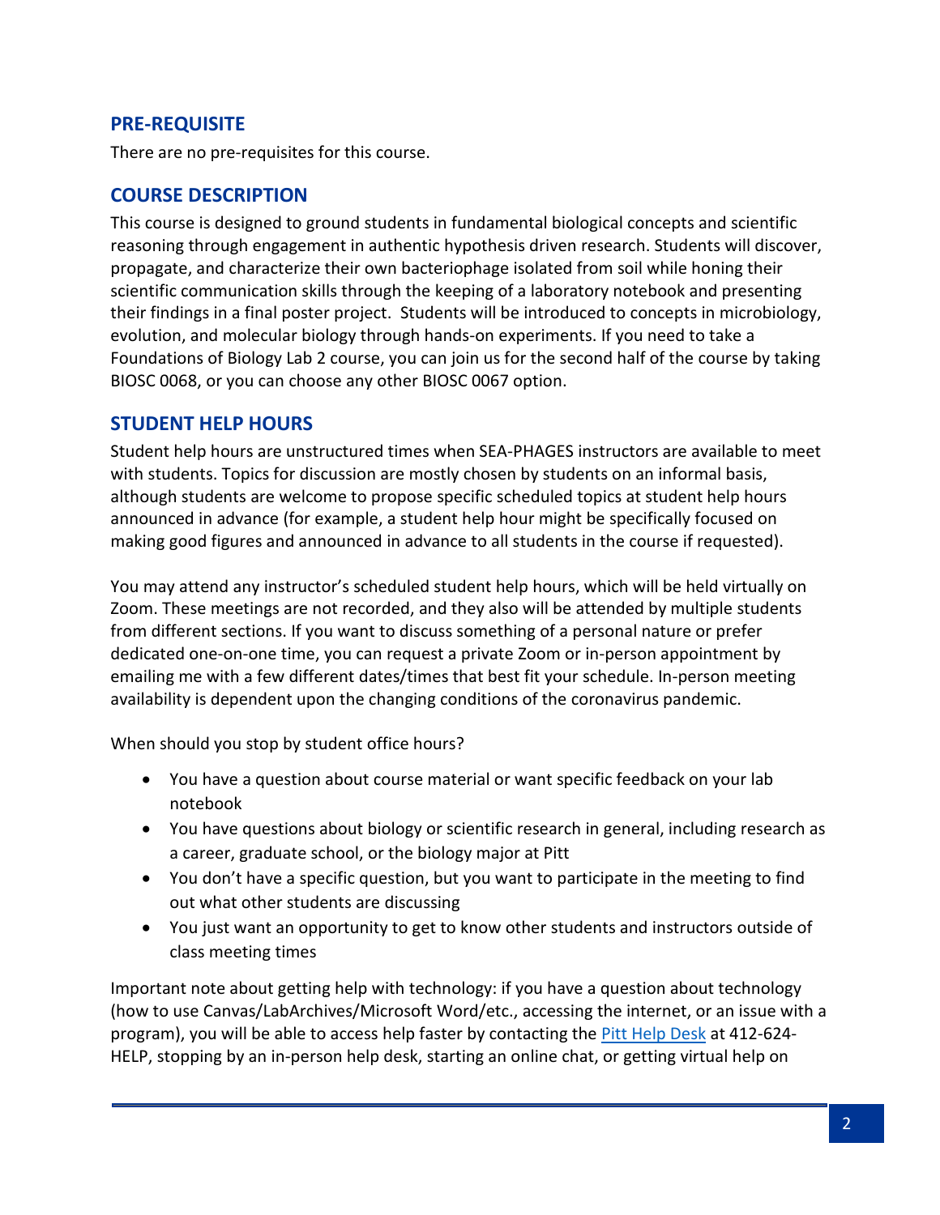## PRE-REQUISITE

There are no pre-requisites for this course.

## COURSE DESCRIPTION

This course is designed to ground students in fundamental biological concepts and scientific reasoning through engagement in authentic hypothesis driven research. Students will discover, propagate, and characterize their own bacteriophage isolated from soil while honing their scientific communication skills through the keeping of a laboratory notebook and presenting their findings in a final poster project. Students will be introduced to concepts in microbiology, evolution, and molecular biology through hands-on experiments. If you need to take a Foundations of Biology Lab 2 course, you can join us for the second half of the course by taking BIOSC 0068, or you can choose any other BIOSC 0067 option.

## STUDENT HELP HOURS

Student help hours are unstructured times when SEA-PHAGES instructors are available to meet with students. Topics for discussion are mostly chosen by students on an informal basis, although students are welcome to propose specific scheduled topics at student help hours announced in advance (for example, a student help hour might be specifically focused on making good figures and announced in advance to all students in the course if requested).

You may attend any instructor's scheduled student help hours, which will be held virtually on Zoom. These meetings are not recorded, and they also will be attended by multiple students from different sections. If you want to discuss something of a personal nature or prefer dedicated one-on-one time, you can request a private Zoom or in-person appointment by emailing me with a few different dates/times that best fit your schedule. In-person meeting availability is dependent upon the changing conditions of the coronavirus pandemic.

When should you stop by student office hours?

- You have a question about course material or want specific feedback on your lab notebook
- You have questions about biology or scientific research in general, including research as a career, graduate school, or the biology major at Pitt
- You don't have a specific question, but you want to participate in the meeting to find out what other students are discussing
- You just want an opportunity to get to know other students and instructors outside of class meeting times

Important note about getting help with technology: if you have a question about technology (how to use Canvas/LabArchives/Microsoft Word/etc., accessing the internet, or an issue with a program), you will be able to access help faster by contacting the Pitt Help Desk at 412-624-HELP, stopping by an in-person help desk, starting an online chat, or getting virtual help on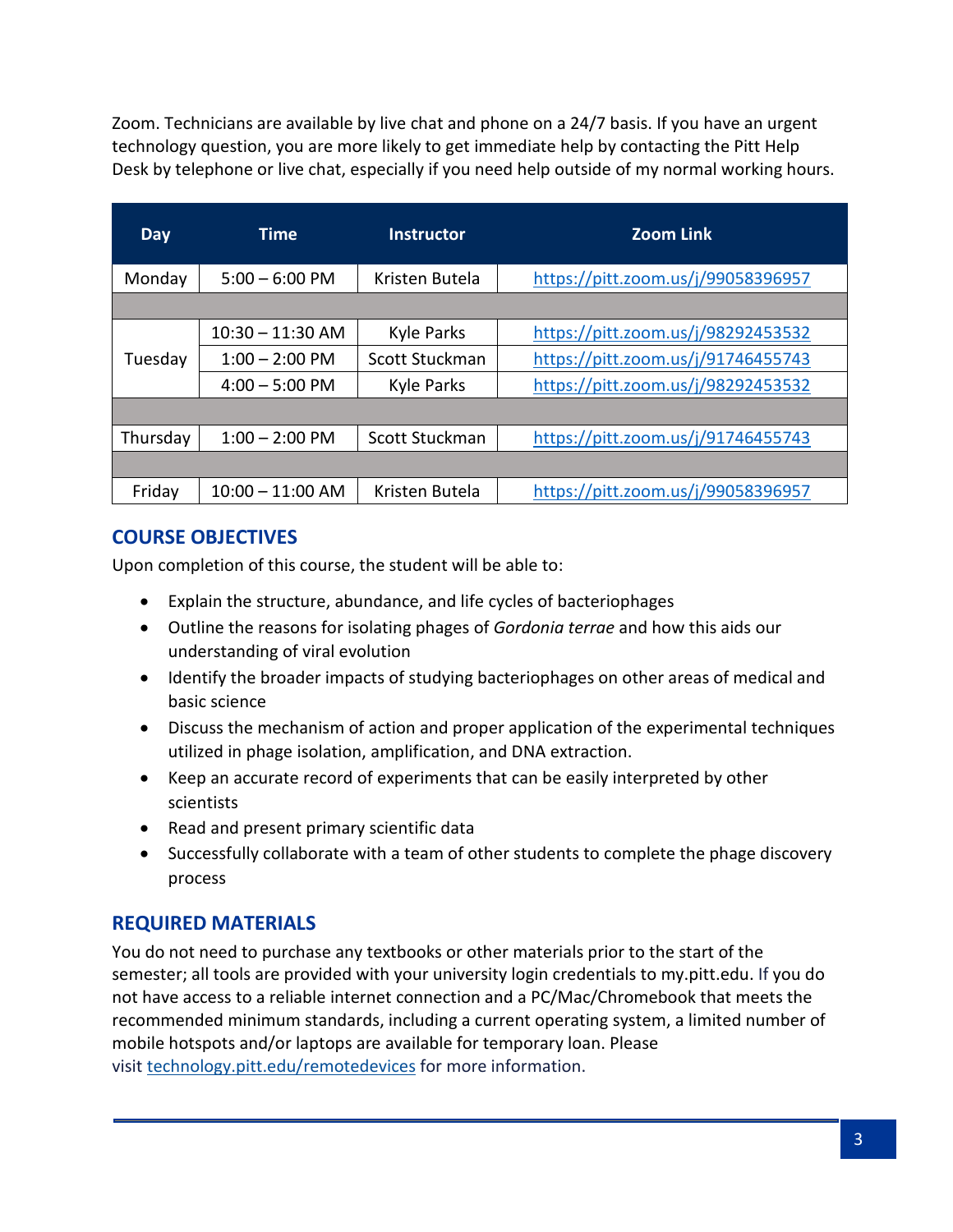Zoom. Technicians are available by live chat and phone on a 24/7 basis. If you have an urgent technology question, you are more likely to get immediate help by contacting the Pitt Help Desk by telephone or live chat, especially if you need help outside of my normal working hours.

| Day | Time | Instructor | Zoom Link |
|---|---|---|---|
| Monday | 5:00 – 6:00 PM | Kristen Butela | https://pitt.zoom.us/j/99058396957 |
| | | | |
| Tuesday | 10:30 – 11:30 AM | Kyle Parks | https://pitt.zoom.us/j/98292453532 |
| | 1:00 – 2:00 PM | Scott Stuckman | https://pitt.zoom.us/j/91746455743 |
| | 4:00 – 5:00 PM | Kyle Parks | https://pitt.zoom.us/j/98292453532 |
| | | | |
| Thursday | 1:00 – 2:00 PM | Scott Stuckman | https://pitt.zoom.us/j/91746455743 |
| | | | |
| Friday | 10:00 – 11:00 AM | Kristen Butela | https://pitt.zoom.us/j/99058396957 |

## COURSE OBJECTIVES

Upon completion of this course, the student will be able to:

- Explain the structure, abundance, and life cycles of bacteriophages
- Outline the reasons for isolating phages of *Gordonia terrae* and how this aids our understanding of viral evolution
- Identify the broader impacts of studying bacteriophages on other areas of medical and basic science
- Discuss the mechanism of action and proper application of the experimental techniques utilized in phage isolation, amplification, and DNA extraction.
- Keep an accurate record of experiments that can be easily interpreted by other scientists
- Read and present primary scientific data
- Successfully collaborate with a team of other students to complete the phage discovery process

## REQUIRED MATERIALS

You do not need to purchase any textbooks or other materials prior to the start of the semester; all tools are provided with your university login credentials to my.pitt.edu. If you do not have access to a reliable internet connection and a PC/Mac/Chromebook that meets the recommended minimum standards, including a current operating system, a limited number of mobile hotspots and/or laptops are available for temporary loan. Please visit technology.pitt.edu/remotedevices for more information.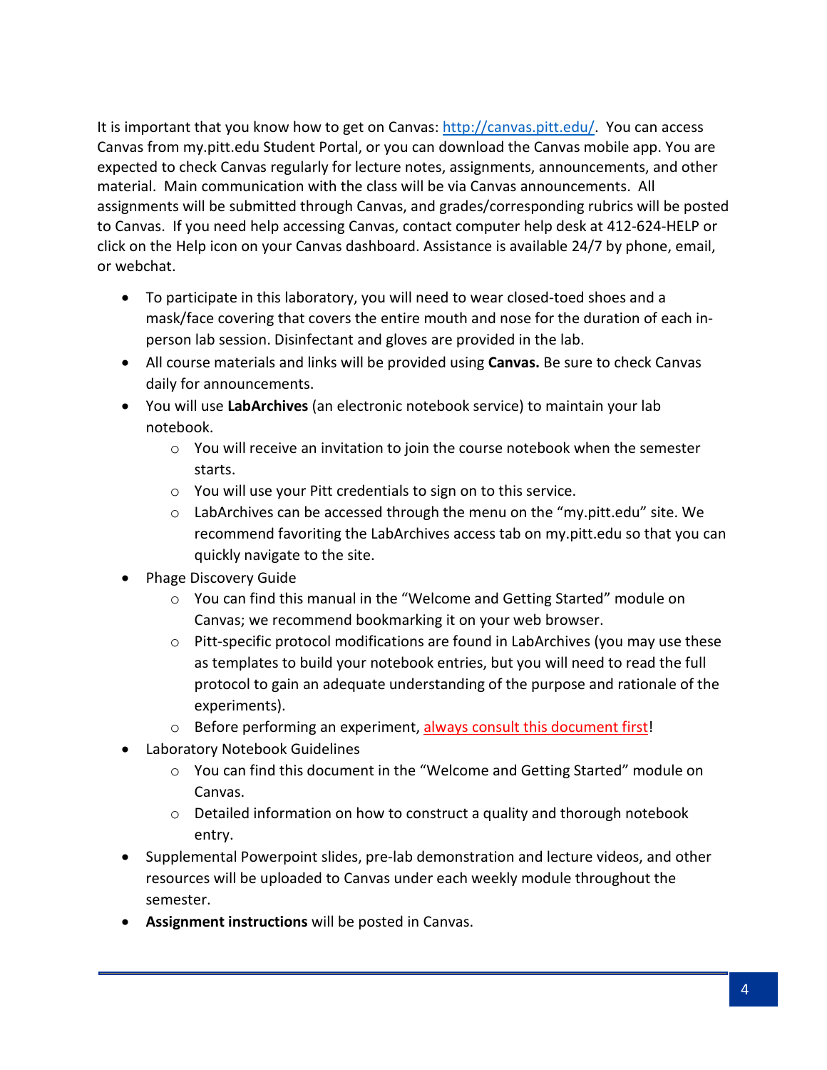It is important that you know how to get on Canvas: [http://canvas.pitt.edu/](http://canvas.pitt.edu/). You can access Canvas from my.pitt.edu Student Portal, or you can download the Canvas mobile app. You are expected to check Canvas regularly for lecture notes, assignments, announcements, and other material. Main communication with the class will be via Canvas announcements. All assignments will be submitted through Canvas, and grades/corresponding rubrics will be posted to Canvas. If you need help accessing Canvas, contact computer help desk at 412-624-HELP or click on the Help icon on your Canvas dashboard. Assistance is available 24/7 by phone, email, or webchat.

- To participate in this laboratory, you will need to wear closed-toed shoes and a mask/face covering that covers the entire mouth and nose for the duration of each in-person lab session. Disinfectant and gloves are provided in the lab.
- All course materials and links will be provided using **Canvas.** Be sure to check Canvas daily for announcements.
- You will use **LabArchives** (an electronic notebook service) to maintain your lab notebook.
  - You will receive an invitation to join the course notebook when the semester starts.
  - You will use your Pitt credentials to sign on to this service.
  - LabArchives can be accessed through the menu on the "my.pitt.edu" site. We recommend favoriting the LabArchives access tab on my.pitt.edu so that you can quickly navigate to the site.
- Phage Discovery Guide
  - You can find this manual in the "Welcome and Getting Started" module on Canvas; we recommend bookmarking it on your web browser.
  - Pitt-specific protocol modifications are found in LabArchives (you may use these as templates to build your notebook entries, but you will need to read the full protocol to gain an adequate understanding of the purpose and rationale of the experiments).
  - Before performing an experiment, always consult this document first!
- Laboratory Notebook Guidelines
  - You can find this document in the "Welcome and Getting Started" module on Canvas.
  - Detailed information on how to construct a quality and thorough notebook entry.
- Supplemental Powerpoint slides, pre-lab demonstration and lecture videos, and other resources will be uploaded to Canvas under each weekly module throughout the semester.
- **Assignment instructions** will be posted in Canvas.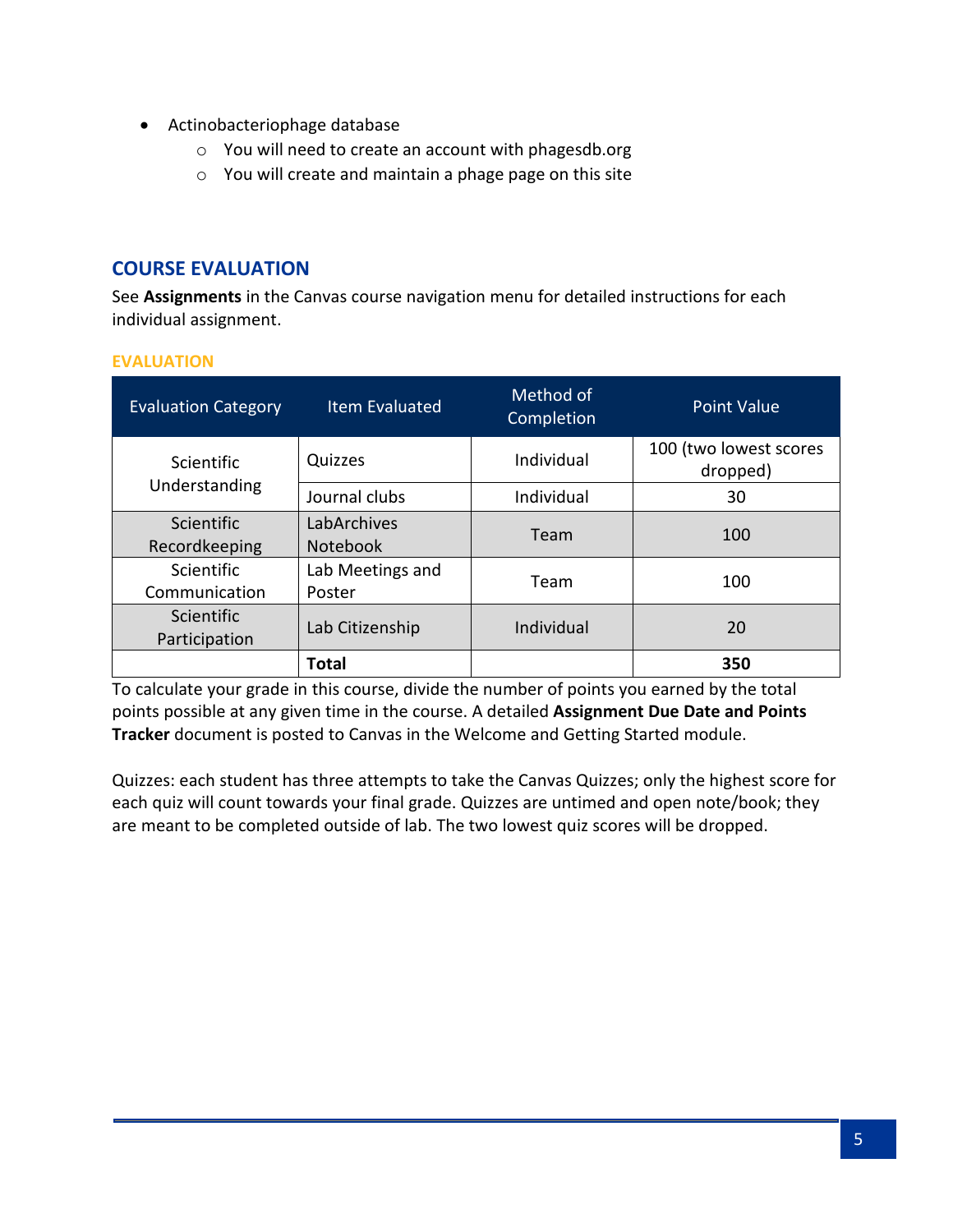- Actinobacteriophage database
  - You will need to create an account with phagesdb.org
  - You will create and maintain a phage page on this site

## COURSE EVALUATION

See **Assignments** in the Canvas course navigation menu for detailed instructions for each individual assignment.

### EVALUATION

| Evaluation Category | Item Evaluated | Method of Completion | Point Value |
|---|---|---|---|
| Scientific Understanding | Quizzes | Individual | 100 (two lowest scores dropped) |
| | Journal clubs | Individual | 30 |
| Scientific Recordkeeping | LabArchives Notebook | Team | 100 |
| Scientific Communication | Lab Meetings and Poster | Team | 100 |
| Scientific Participation | Lab Citizenship | Individual | 20 |
| | **Total** | | **350** |

To calculate your grade in this course, divide the number of points you earned by the total points possible at any given time in the course. A detailed **Assignment Due Date and Points Tracker** document is posted to Canvas in the Welcome and Getting Started module.

Quizzes: each student has three attempts to take the Canvas Quizzes; only the highest score for each quiz will count towards your final grade. Quizzes are untimed and open note/book; they are meant to be completed outside of lab. The two lowest quiz scores will be dropped.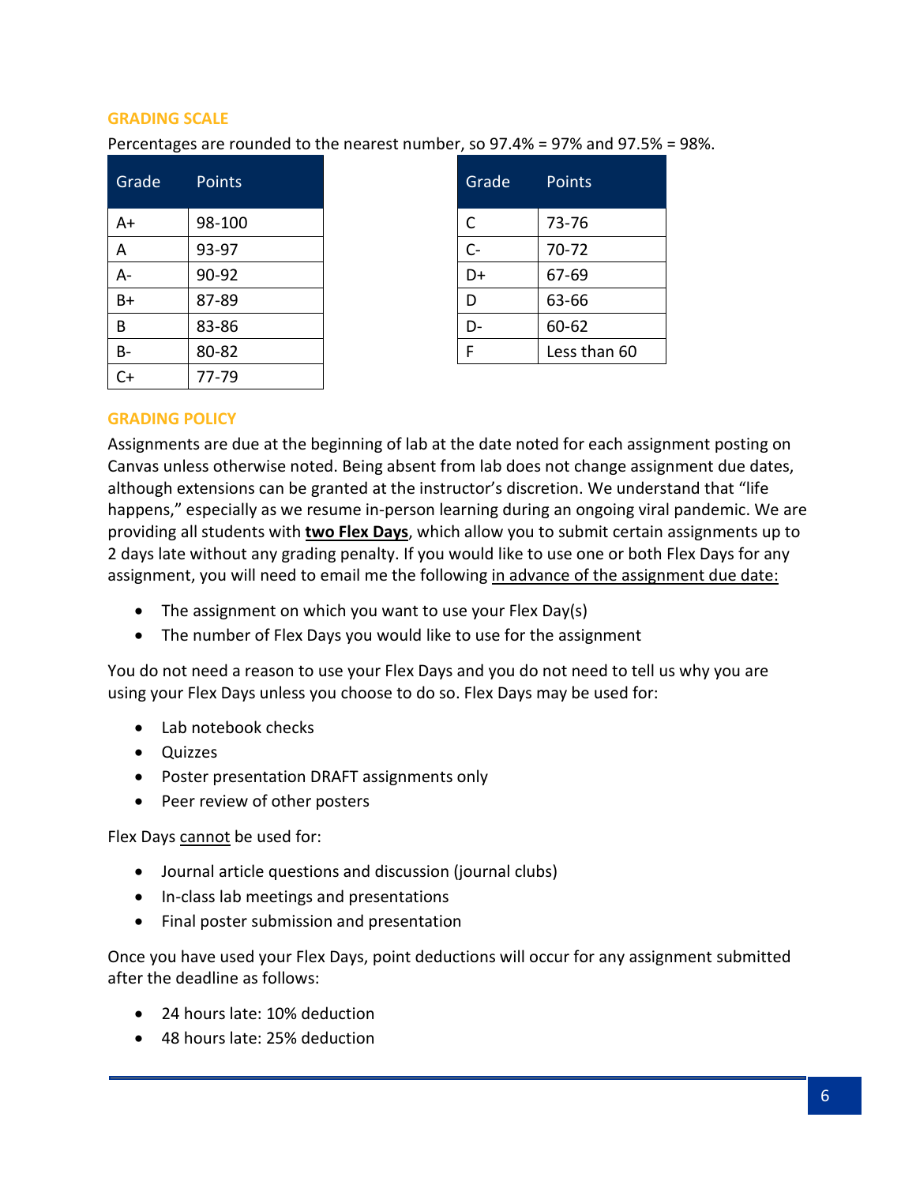## GRADING SCALE

Percentages are rounded to the nearest number, so 97.4% = 97% and 97.5% = 98%.

| Grade | Points |
|---|---|
| A+ | 98-100 |
| A | 93-97 |
| A- | 90-92 |
| B+ | 87-89 |
| B | 83-86 |
| B- | 80-82 |
| C+ | 77-79 |

| Grade | Points |
|---|---|
| C | 73-76 |
| C- | 70-72 |
| D+ | 67-69 |
| D | 63-66 |
| D- | 60-62 |
| F | Less than 60 |

## GRADING POLICY

Assignments are due at the beginning of lab at the date noted for each assignment posting on Canvas unless otherwise noted. Being absent from lab does not change assignment due dates, although extensions can be granted at the instructor's discretion. We understand that "life happens," especially as we resume in-person learning during an ongoing viral pandemic. We are providing all students with **two Flex Days**, which allow you to submit certain assignments up to 2 days late without any grading penalty. If you would like to use one or both Flex Days for any assignment, you will need to email me the following in advance of the assignment due date:

- The assignment on which you want to use your Flex Day(s)
- The number of Flex Days you would like to use for the assignment

You do not need a reason to use your Flex Days and you do not need to tell us why you are using your Flex Days unless you choose to do so. Flex Days may be used for:

- Lab notebook checks
- Quizzes
- Poster presentation DRAFT assignments only
- Peer review of other posters

Flex Days cannot be used for:

- Journal article questions and discussion (journal clubs)
- In-class lab meetings and presentations
- Final poster submission and presentation

Once you have used your Flex Days, point deductions will occur for any assignment submitted after the deadline as follows:

- 24 hours late: 10% deduction
- 48 hours late: 25% deduction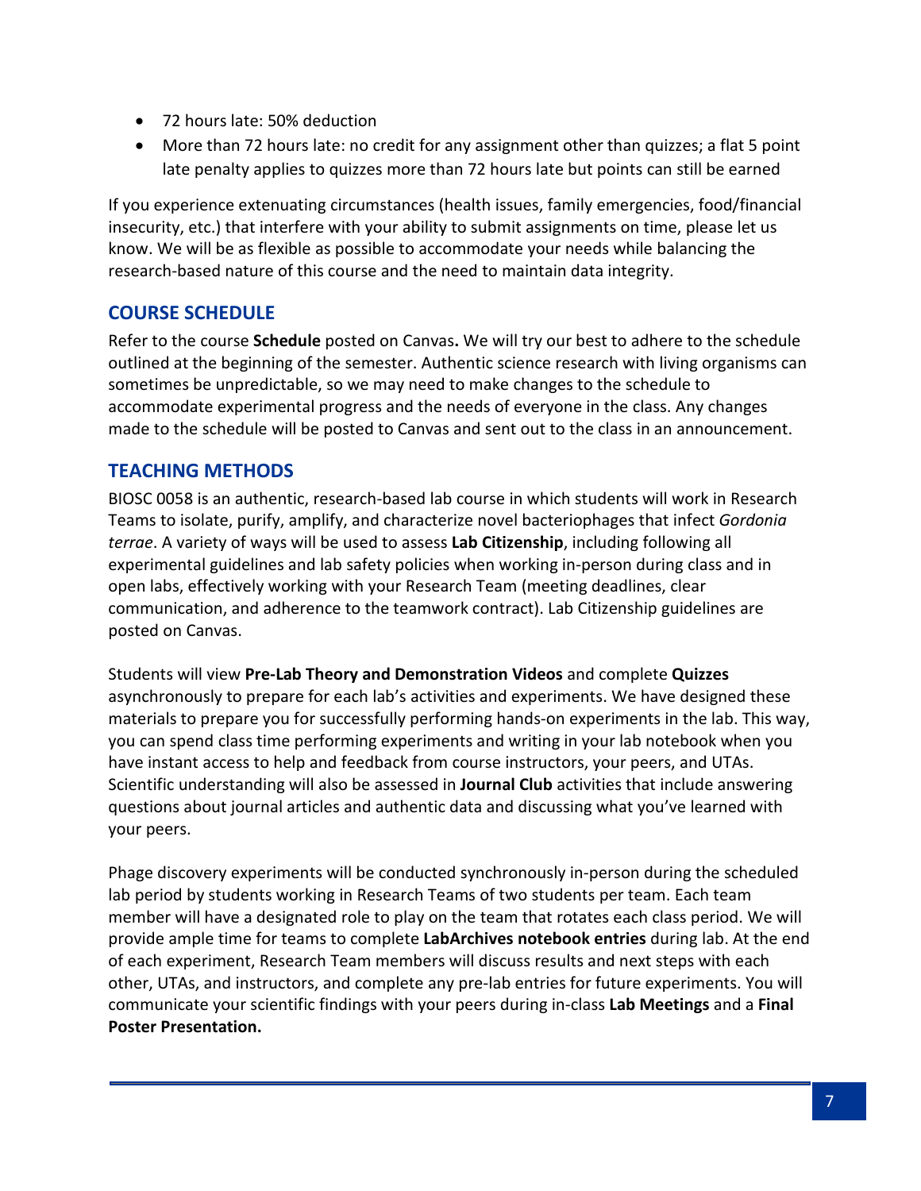- 72 hours late: 50% deduction
- More than 72 hours late: no credit for any assignment other than quizzes; a flat 5 point late penalty applies to quizzes more than 72 hours late but points can still be earned

If you experience extenuating circumstances (health issues, family emergencies, food/financial insecurity, etc.) that interfere with your ability to submit assignments on time, please let us know. We will be as flexible as possible to accommodate your needs while balancing the research-based nature of this course and the need to maintain data integrity.

## COURSE SCHEDULE

Refer to the course **Schedule** posted on Canvas**.** We will try our best to adhere to the schedule outlined at the beginning of the semester. Authentic science research with living organisms can sometimes be unpredictable, so we may need to make changes to the schedule to accommodate experimental progress and the needs of everyone in the class. Any changes made to the schedule will be posted to Canvas and sent out to the class in an announcement.

## TEACHING METHODS

BIOSC 0058 is an authentic, research-based lab course in which students will work in Research Teams to isolate, purify, amplify, and characterize novel bacteriophages that infect *Gordonia terrae*. A variety of ways will be used to assess **Lab Citizenship**, including following all experimental guidelines and lab safety policies when working in-person during class and in open labs, effectively working with your Research Team (meeting deadlines, clear communication, and adherence to the teamwork contract). Lab Citizenship guidelines are posted on Canvas.

Students will view **Pre-Lab Theory and Demonstration Videos** and complete **Quizzes** asynchronously to prepare for each lab's activities and experiments. We have designed these materials to prepare you for successfully performing hands-on experiments in the lab. This way, you can spend class time performing experiments and writing in your lab notebook when you have instant access to help and feedback from course instructors, your peers, and UTAs. Scientific understanding will also be assessed in **Journal Club** activities that include answering questions about journal articles and authentic data and discussing what you've learned with your peers.

Phage discovery experiments will be conducted synchronously in-person during the scheduled lab period by students working in Research Teams of two students per team. Each team member will have a designated role to play on the team that rotates each class period. We will provide ample time for teams to complete **LabArchives notebook entries** during lab. At the end of each experiment, Research Team members will discuss results and next steps with each other, UTAs, and instructors, and complete any pre-lab entries for future experiments. You will communicate your scientific findings with your peers during in-class **Lab Meetings** and a **Final Poster Presentation.**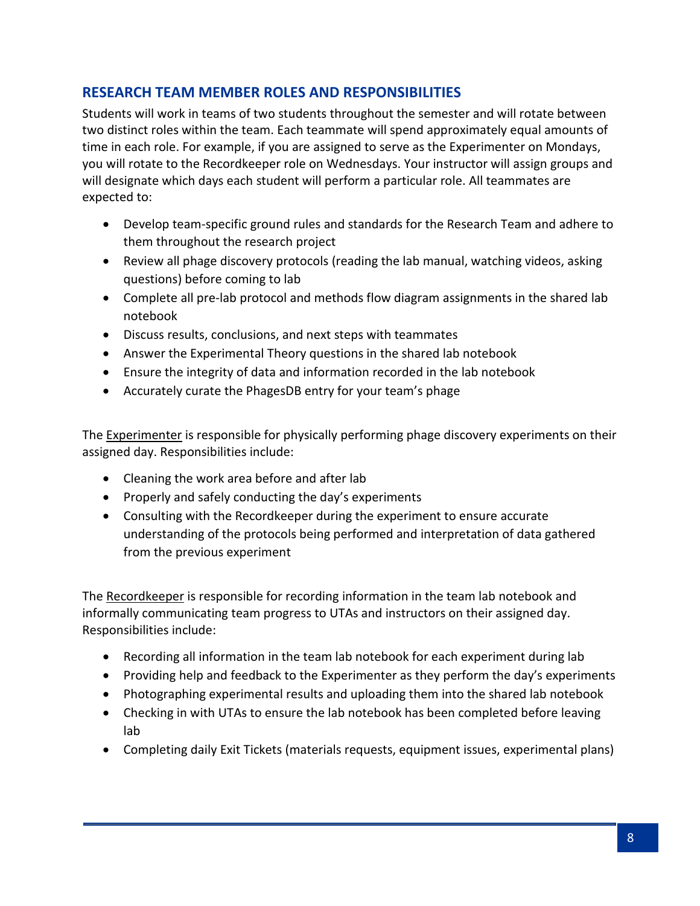## RESEARCH TEAM MEMBER ROLES AND RESPONSIBILITIES

Students will work in teams of two students throughout the semester and will rotate between two distinct roles within the team. Each teammate will spend approximately equal amounts of time in each role. For example, if you are assigned to serve as the Experimenter on Mondays, you will rotate to the Recordkeeper role on Wednesdays. Your instructor will assign groups and will designate which days each student will perform a particular role. All teammates are expected to:

- Develop team-specific ground rules and standards for the Research Team and adhere to them throughout the research project
- Review all phage discovery protocols (reading the lab manual, watching videos, asking questions) before coming to lab
- Complete all pre-lab protocol and methods flow diagram assignments in the shared lab notebook
- Discuss results, conclusions, and next steps with teammates
- Answer the Experimental Theory questions in the shared lab notebook
- Ensure the integrity of data and information recorded in the lab notebook
- Accurately curate the PhagesDB entry for your team's phage

The <u>Experimenter</u> is responsible for physically performing phage discovery experiments on their assigned day. Responsibilities include:

- Cleaning the work area before and after lab
- Properly and safely conducting the day's experiments
- Consulting with the Recordkeeper during the experiment to ensure accurate understanding of the protocols being performed and interpretation of data gathered from the previous experiment

The <u>Recordkeeper</u> is responsible for recording information in the team lab notebook and informally communicating team progress to UTAs and instructors on their assigned day. Responsibilities include:

- Recording all information in the team lab notebook for each experiment during lab
- Providing help and feedback to the Experimenter as they perform the day's experiments
- Photographing experimental results and uploading them into the shared lab notebook
- Checking in with UTAs to ensure the lab notebook has been completed before leaving lab
- Completing daily Exit Tickets (materials requests, equipment issues, experimental plans)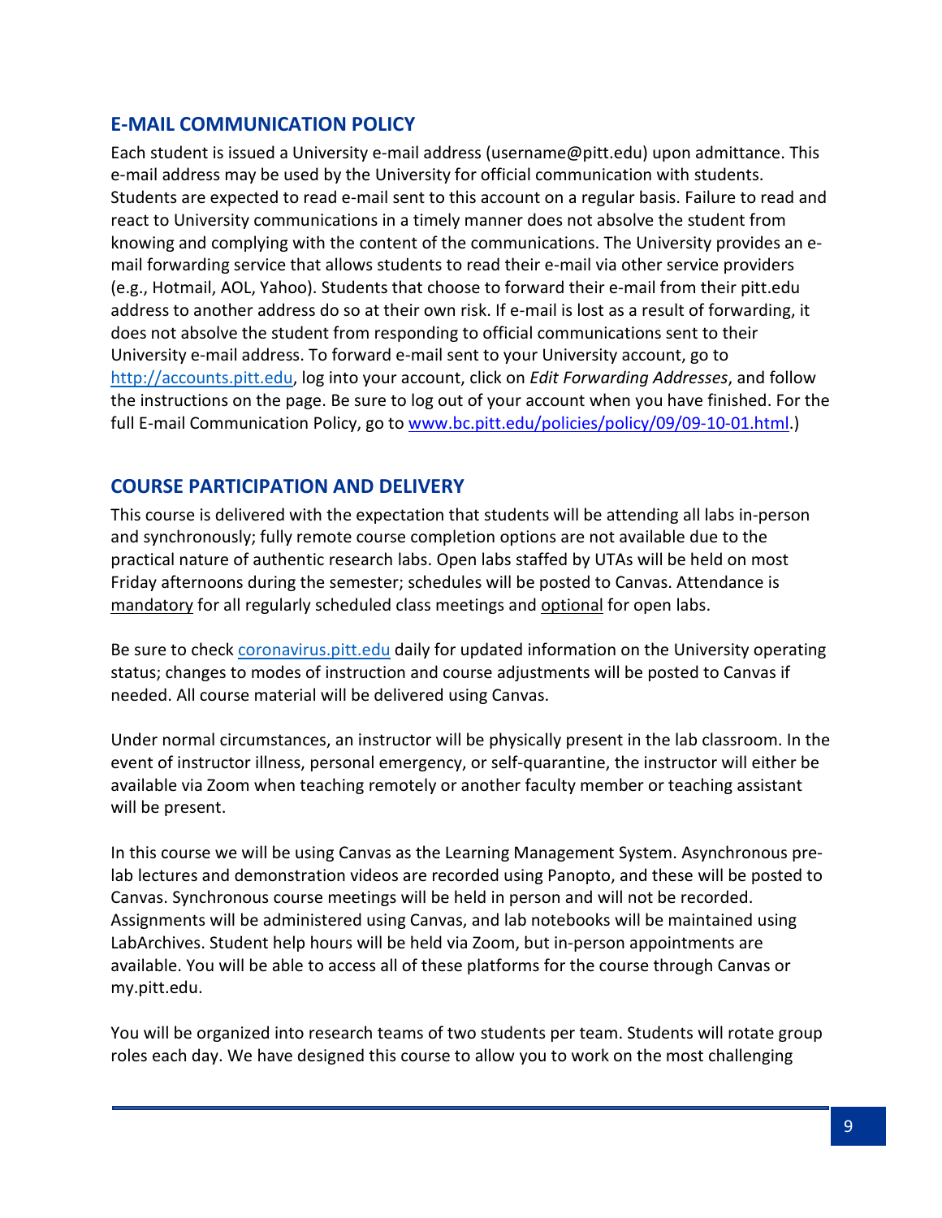## E-MAIL COMMUNICATION POLICY

Each student is issued a University e-mail address (username@pitt.edu) upon admittance. This e-mail address may be used by the University for official communication with students. Students are expected to read e-mail sent to this account on a regular basis. Failure to read and react to University communications in a timely manner does not absolve the student from knowing and complying with the content of the communications. The University provides an e-mail forwarding service that allows students to read their e-mail via other service providers (e.g., Hotmail, AOL, Yahoo). Students that choose to forward their e-mail from their pitt.edu address to another address do so at their own risk. If e-mail is lost as a result of forwarding, it does not absolve the student from responding to official communications sent to their University e-mail address. To forward e-mail sent to your University account, go to http://accounts.pitt.edu, log into your account, click on *Edit Forwarding Addresses*, and follow the instructions on the page. Be sure to log out of your account when you have finished. For the full E-mail Communication Policy, go to www.bc.pitt.edu/policies/policy/09/09-10-01.html.)

## COURSE PARTICIPATION AND DELIVERY

This course is delivered with the expectation that students will be attending all labs in-person and synchronously; fully remote course completion options are not available due to the practical nature of authentic research labs. Open labs staffed by UTAs will be held on most Friday afternoons during the semester; schedules will be posted to Canvas. Attendance is mandatory for all regularly scheduled class meetings and optional for open labs.

Be sure to check coronavirus.pitt.edu daily for updated information on the University operating status; changes to modes of instruction and course adjustments will be posted to Canvas if needed. All course material will be delivered using Canvas.

Under normal circumstances, an instructor will be physically present in the lab classroom. In the event of instructor illness, personal emergency, or self-quarantine, the instructor will either be available via Zoom when teaching remotely or another faculty member or teaching assistant will be present.

In this course we will be using Canvas as the Learning Management System. Asynchronous pre-lab lectures and demonstration videos are recorded using Panopto, and these will be posted to Canvas. Synchronous course meetings will be held in person and will not be recorded. Assignments will be administered using Canvas, and lab notebooks will be maintained using LabArchives. Student help hours will be held via Zoom, but in-person appointments are available. You will be able to access all of these platforms for the course through Canvas or my.pitt.edu.

You will be organized into research teams of two students per team. Students will rotate group roles each day. We have designed this course to allow you to work on the most challenging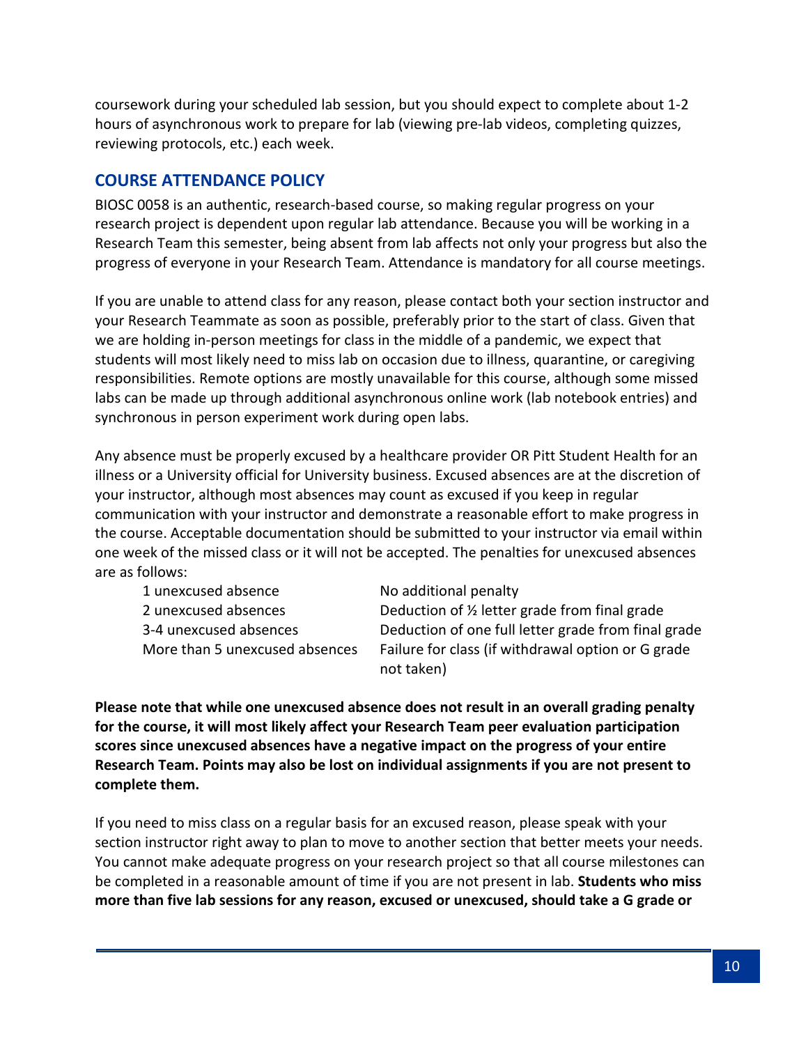coursework during your scheduled lab session, but you should expect to complete about 1-2 hours of asynchronous work to prepare for lab (viewing pre-lab videos, completing quizzes, reviewing protocols, etc.) each week.

## COURSE ATTENDANCE POLICY

BIOSC 0058 is an authentic, research-based course, so making regular progress on your research project is dependent upon regular lab attendance. Because you will be working in a Research Team this semester, being absent from lab affects not only your progress but also the progress of everyone in your Research Team. Attendance is mandatory for all course meetings.

If you are unable to attend class for any reason, please contact both your section instructor and your Research Teammate as soon as possible, preferably prior to the start of class. Given that we are holding in-person meetings for class in the middle of a pandemic, we expect that students will most likely need to miss lab on occasion due to illness, quarantine, or caregiving responsibilities. Remote options are mostly unavailable for this course, although some missed labs can be made up through additional asynchronous online work (lab notebook entries) and synchronous in person experiment work during open labs.

Any absence must be properly excused by a healthcare provider OR Pitt Student Health for an illness or a University official for University business. Excused absences are at the discretion of your instructor, although most absences may count as excused if you keep in regular communication with your instructor and demonstrate a reasonable effort to make progress in the course. Acceptable documentation should be submitted to your instructor via email within one week of the missed class or it will not be accepted. The penalties for unexcused absences are as follows:

| | |
|---|---|
| 1 unexcused absence | No additional penalty |
| 2 unexcused absences | Deduction of ½ letter grade from final grade |
| 3-4 unexcused absences | Deduction of one full letter grade from final grade |
| More than 5 unexcused absences | Failure for class (if withdrawal option or G grade not taken) |

**Please note that while one unexcused absence does not result in an overall grading penalty for the course, it will most likely affect your Research Team peer evaluation participation scores since unexcused absences have a negative impact on the progress of your entire Research Team. Points may also be lost on individual assignments if you are not present to complete them.**

If you need to miss class on a regular basis for an excused reason, please speak with your section instructor right away to plan to move to another section that better meets your needs. You cannot make adequate progress on your research project so that all course milestones can be completed in a reasonable amount of time if you are not present in lab. **Students who miss more than five lab sessions for any reason, excused or unexcused, should take a G grade or**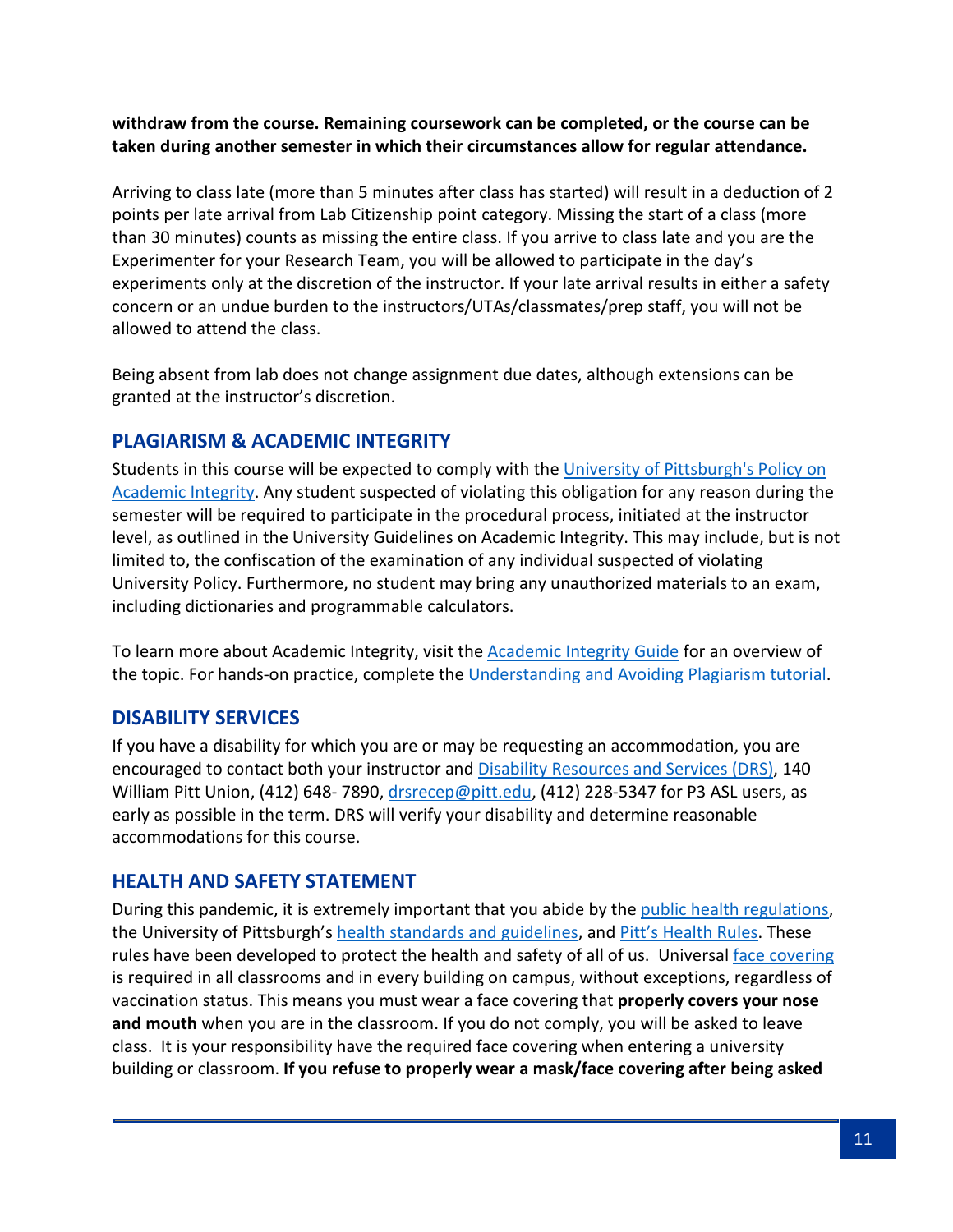**withdraw from the course. Remaining coursework can be completed, or the course can be taken during another semester in which their circumstances allow for regular attendance.**

Arriving to class late (more than 5 minutes after class has started) will result in a deduction of 2 points per late arrival from Lab Citizenship point category. Missing the start of a class (more than 30 minutes) counts as missing the entire class. If you arrive to class late and you are the Experimenter for your Research Team, you will be allowed to participate in the day's experiments only at the discretion of the instructor. If your late arrival results in either a safety concern or an undue burden to the instructors/UTAs/classmates/prep staff, you will not be allowed to attend the class.

Being absent from lab does not change assignment due dates, although extensions can be granted at the instructor's discretion.

## PLAGIARISM & ACADEMIC INTEGRITY

Students in this course will be expected to comply with the University of Pittsburgh's Policy on Academic Integrity. Any student suspected of violating this obligation for any reason during the semester will be required to participate in the procedural process, initiated at the instructor level, as outlined in the University Guidelines on Academic Integrity. This may include, but is not limited to, the confiscation of the examination of any individual suspected of violating University Policy. Furthermore, no student may bring any unauthorized materials to an exam, including dictionaries and programmable calculators.

To learn more about Academic Integrity, visit the Academic Integrity Guide for an overview of the topic. For hands-on practice, complete the Understanding and Avoiding Plagiarism tutorial.

## DISABILITY SERVICES

If you have a disability for which you are or may be requesting an accommodation, you are encouraged to contact both your instructor and Disability Resources and Services (DRS), 140 William Pitt Union, (412) 648- 7890, drsrecep@pitt.edu, (412) 228-5347 for P3 ASL users, as early as possible in the term. DRS will verify your disability and determine reasonable accommodations for this course.

## HEALTH AND SAFETY STATEMENT

During this pandemic, it is extremely important that you abide by the public health regulations, the University of Pittsburgh's health standards and guidelines, and Pitt's Health Rules. These rules have been developed to protect the health and safety of all of us. Universal face covering is required in all classrooms and in every building on campus, without exceptions, regardless of vaccination status. This means you must wear a face covering that **properly covers your nose and mouth** when you are in the classroom. If you do not comply, you will be asked to leave class. It is your responsibility have the required face covering when entering a university building or classroom. **If you refuse to properly wear a mask/face covering after being asked**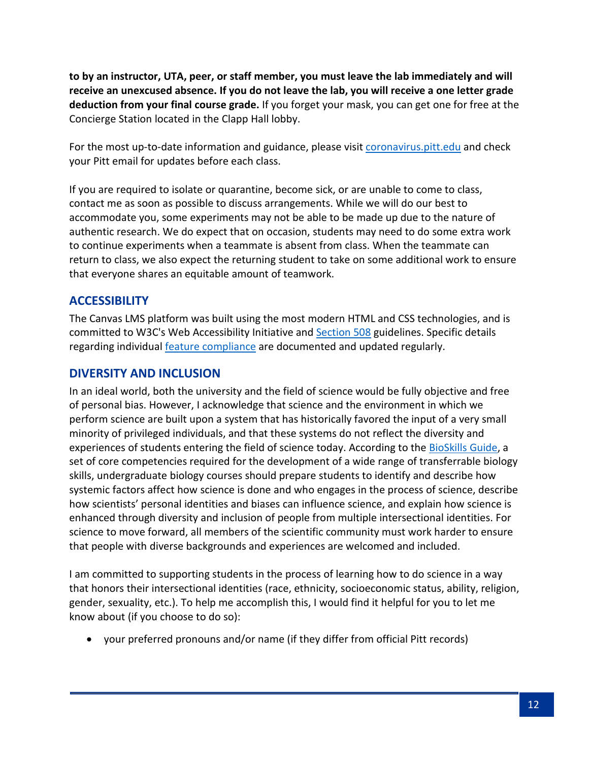**to by an instructor, UTA, peer, or staff member, you must leave the lab immediately and will receive an unexcused absence. If you do not leave the lab, you will receive a one letter grade deduction from your final course grade.** If you forget your mask, you can get one for free at the Concierge Station located in the Clapp Hall lobby.

For the most up-to-date information and guidance, please visit [coronavirus.pitt.edu](coronavirus.pitt.edu) and check your Pitt email for updates before each class.

If you are required to isolate or quarantine, become sick, or are unable to come to class, contact me as soon as possible to discuss arrangements. While we will do our best to accommodate you, some experiments may not be able to be made up due to the nature of authentic research. We do expect that on occasion, students may need to do some extra work to continue experiments when a teammate is absent from class. When the teammate can return to class, we also expect the returning student to take on some additional work to ensure that everyone shares an equitable amount of teamwork.

## ACCESSIBILITY

The Canvas LMS platform was built using the most modern HTML and CSS technologies, and is committed to W3C's Web Accessibility Initiative and Section 508 guidelines. Specific details regarding individual feature compliance are documented and updated regularly.

## DIVERSITY AND INCLUSION

In an ideal world, both the university and the field of science would be fully objective and free of personal bias. However, I acknowledge that science and the environment in which we perform science are built upon a system that has historically favored the input of a very small minority of privileged individuals, and that these systems do not reflect the diversity and experiences of students entering the field of science today. According to the BioSkills Guide, a set of core competencies required for the development of a wide range of transferrable biology skills, undergraduate biology courses should prepare students to identify and describe how systemic factors affect how science is done and who engages in the process of science, describe how scientists' personal identities and biases can influence science, and explain how science is enhanced through diversity and inclusion of people from multiple intersectional identities. For science to move forward, all members of the scientific community must work harder to ensure that people with diverse backgrounds and experiences are welcomed and included.

I am committed to supporting students in the process of learning how to do science in a way that honors their intersectional identities (race, ethnicity, socioeconomic status, ability, religion, gender, sexuality, etc.). To help me accomplish this, I would find it helpful for you to let me know about (if you choose to do so):

- your preferred pronouns and/or name (if they differ from official Pitt records)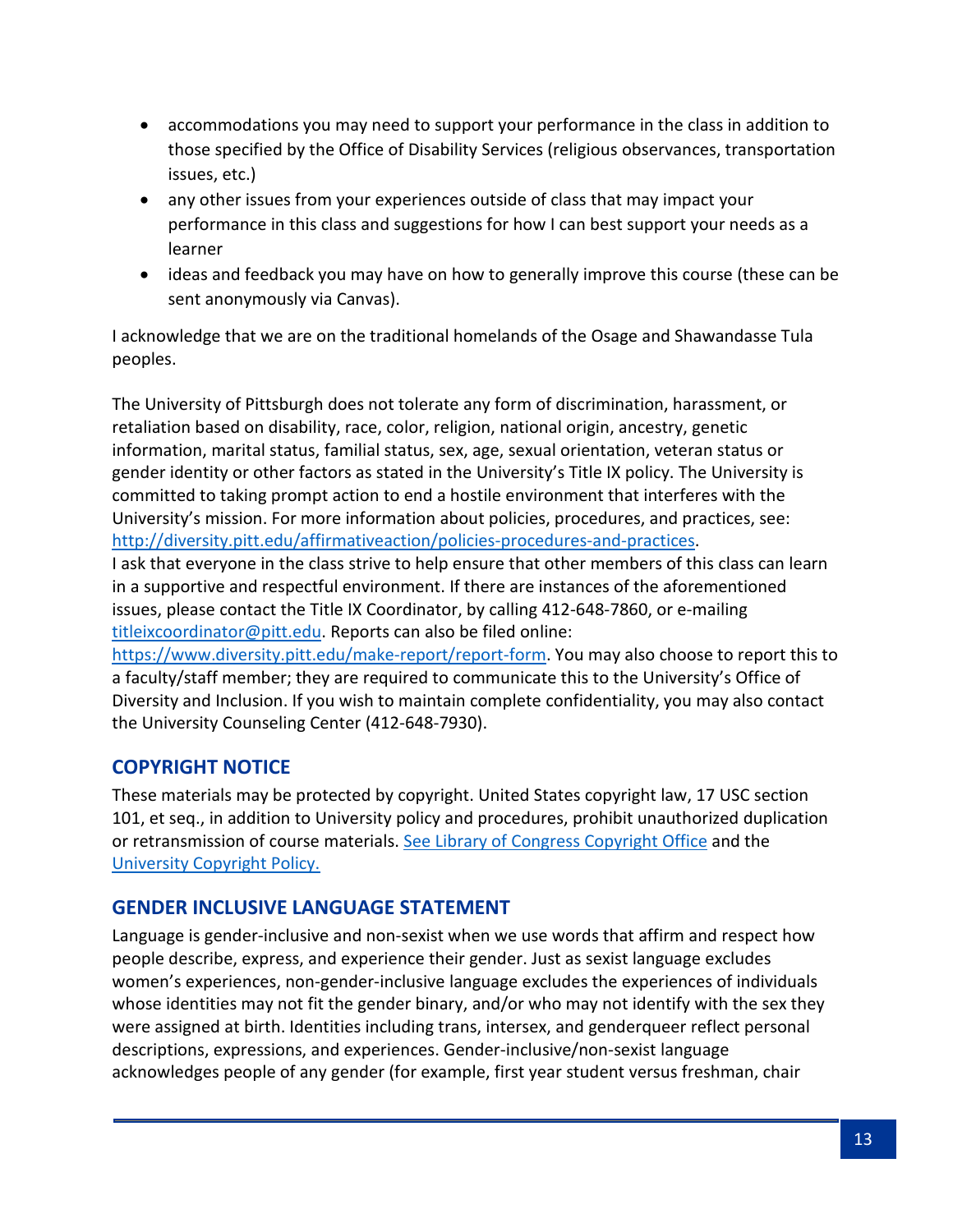- accommodations you may need to support your performance in the class in addition to those specified by the Office of Disability Services (religious observances, transportation issues, etc.)
- any other issues from your experiences outside of class that may impact your performance in this class and suggestions for how I can best support your needs as a learner
- ideas and feedback you may have on how to generally improve this course (these can be sent anonymously via Canvas).

I acknowledge that we are on the traditional homelands of the Osage and Shawandasse Tula peoples.

The University of Pittsburgh does not tolerate any form of discrimination, harassment, or retaliation based on disability, race, color, religion, national origin, ancestry, genetic information, marital status, familial status, sex, age, sexual orientation, veteran status or gender identity or other factors as stated in the University's Title IX policy. The University is committed to taking prompt action to end a hostile environment that interferes with the University's mission. For more information about policies, procedures, and practices, see: [http://diversity.pitt.edu/affirmativeaction/policies-procedures-and-practices](http://diversity.pitt.edu/affirmativeaction/policies-procedures-and-practices).
I ask that everyone in the class strive to help ensure that other members of this class can learn in a supportive and respectful environment. If there are instances of the aforementioned issues, please contact the Title IX Coordinator, by calling 412-648-7860, or e-mailing [titleixcoordinator@pitt.edu](mailto:titleixcoordinator@pitt.edu). Reports can also be filed online: [https://www.diversity.pitt.edu/make-report/report-form](https://www.diversity.pitt.edu/make-report/report-form). You may also choose to report this to a faculty/staff member; they are required to communicate this to the University's Office of Diversity and Inclusion. If you wish to maintain complete confidentiality, you may also contact the University Counseling Center (412-648-7930).

## COPYRIGHT NOTICE

These materials may be protected by copyright. United States copyright law, 17 USC section 101, et seq., in addition to University policy and procedures, prohibit unauthorized duplication or retransmission of course materials. See Library of Congress Copyright Office and the University Copyright Policy.

## GENDER INCLUSIVE LANGUAGE STATEMENT

Language is gender-inclusive and non-sexist when we use words that affirm and respect how people describe, express, and experience their gender. Just as sexist language excludes women's experiences, non-gender-inclusive language excludes the experiences of individuals whose identities may not fit the gender binary, and/or who may not identify with the sex they were assigned at birth. Identities including trans, intersex, and genderqueer reflect personal descriptions, expressions, and experiences. Gender-inclusive/non-sexist language acknowledges people of any gender (for example, first year student versus freshman, chair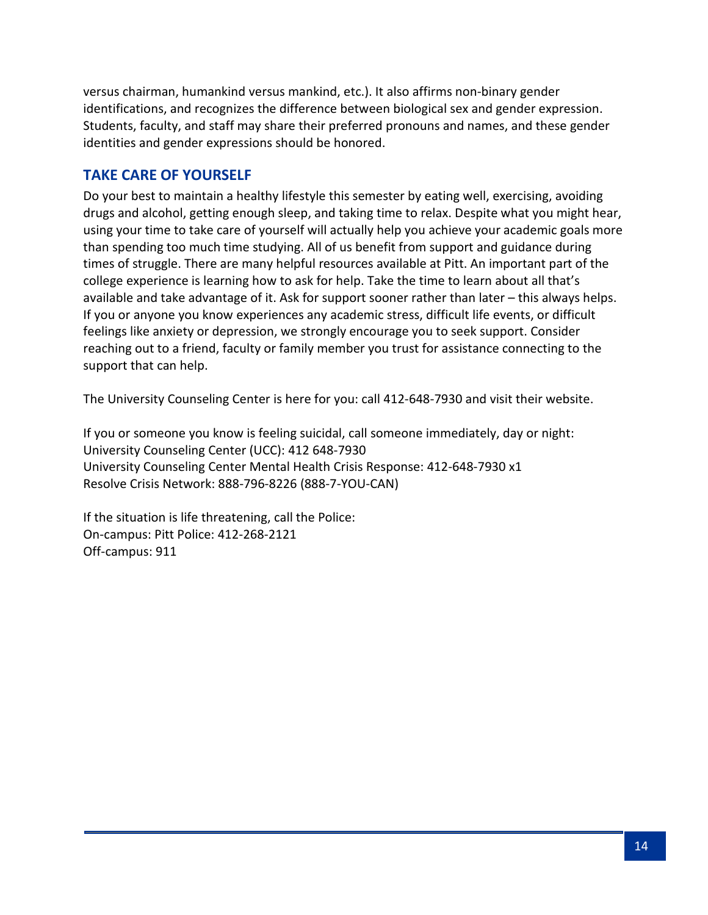versus chairman, humankind versus mankind, etc.). It also affirms non-binary gender identifications, and recognizes the difference between biological sex and gender expression. Students, faculty, and staff may share their preferred pronouns and names, and these gender identities and gender expressions should be honored.

## TAKE CARE OF YOURSELF

Do your best to maintain a healthy lifestyle this semester by eating well, exercising, avoiding drugs and alcohol, getting enough sleep, and taking time to relax. Despite what you might hear, using your time to take care of yourself will actually help you achieve your academic goals more than spending too much time studying. All of us benefit from support and guidance during times of struggle. There are many helpful resources available at Pitt. An important part of the college experience is learning how to ask for help. Take the time to learn about all that's available and take advantage of it. Ask for support sooner rather than later – this always helps. If you or anyone you know experiences any academic stress, difficult life events, or difficult feelings like anxiety or depression, we strongly encourage you to seek support. Consider reaching out to a friend, faculty or family member you trust for assistance connecting to the support that can help.

The University Counseling Center is here for you: call 412-648-7930 and visit their website.

If you or someone you know is feeling suicidal, call someone immediately, day or night:
University Counseling Center (UCC): 412 648-7930
University Counseling Center Mental Health Crisis Response: 412-648-7930 x1
Resolve Crisis Network: 888-796-8226 (888-7-YOU-CAN)

If the situation is life threatening, call the Police:
On-campus: Pitt Police: 412-268-2121
Off-campus: 911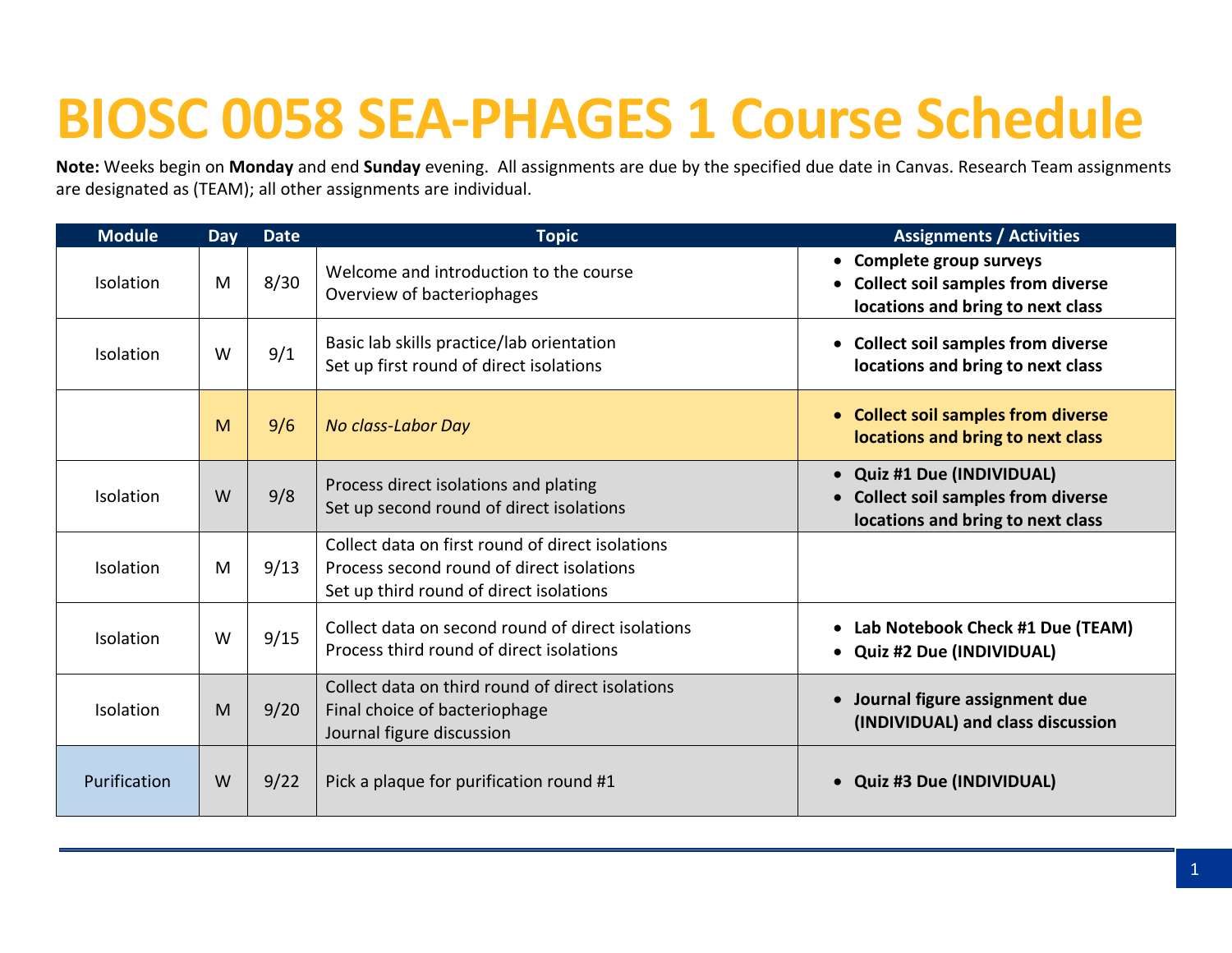# BIOSC 0058 SEA-PHAGES 1 Course Schedule

**Note:** Weeks begin on **Monday** and end **Sunday** evening. All assignments are due by the specified due date in Canvas. Research Team assignments are designated as (TEAM); all other assignments are individual.

| Module | Day | Date | Topic | Assignments / Activities |
|---|---|---|---|---|
| Isolation | M | 8/30 | Welcome and introduction to the course<br>Overview of bacteriophages | • **Complete group surveys**<br>• **Collect soil samples from diverse locations and bring to next class** |
| Isolation | W | 9/1 | Basic lab skills practice/lab orientation<br>Set up first round of direct isolations | • **Collect soil samples from diverse locations and bring to next class** |
| | M | 9/6 | *No class-Labor Day* | • **Collect soil samples from diverse locations and bring to next class** |
| Isolation | W | 9/8 | Process direct isolations and plating<br>Set up second round of direct isolations | • **Quiz #1 Due (INDIVIDUAL)**<br>• **Collect soil samples from diverse locations and bring to next class** |
| Isolation | M | 9/13 | Collect data on first round of direct isolations<br>Process second round of direct isolations<br>Set up third round of direct isolations | |
| Isolation | W | 9/15 | Collect data on second round of direct isolations<br>Process third round of direct isolations | • **Lab Notebook Check #1 Due (TEAM)**<br>• **Quiz #2 Due (INDIVIDUAL)** |
| Isolation | M | 9/20 | Collect data on third round of direct isolations<br>Final choice of bacteriophage<br>Journal figure discussion | • **Journal figure assignment due (INDIVIDUAL) and class discussion** |
| Purification | W | 9/22 | Pick a plaque for purification round #1 | • **Quiz #3 Due (INDIVIDUAL)** |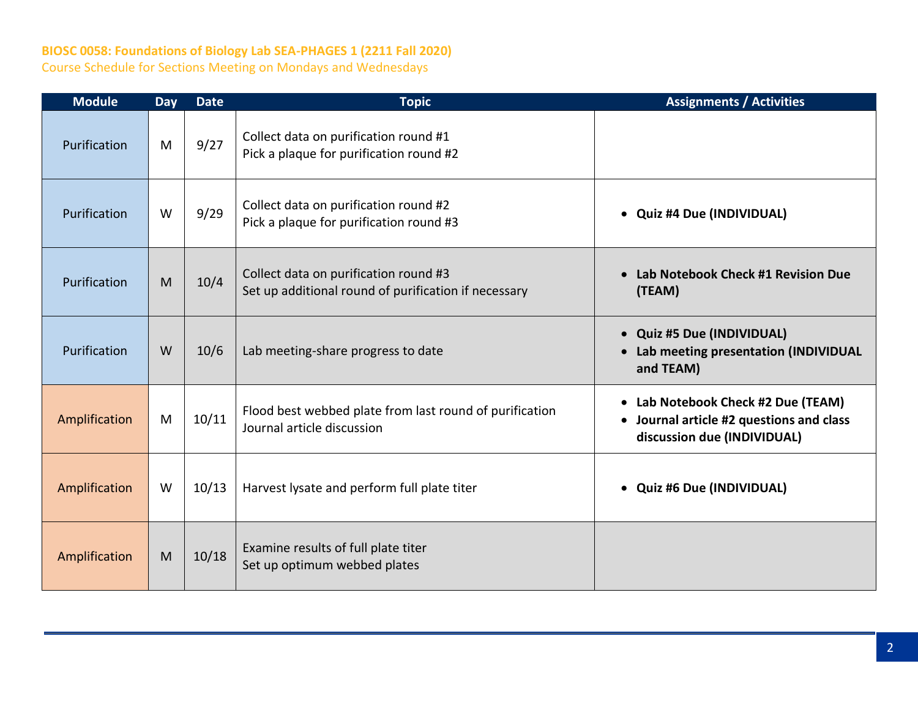**BIOSC 0058: Foundations of Biology Lab SEA-PHAGES 1 (2211 Fall 2020)**

Course Schedule for Sections Meeting on Mondays and Wednesdays

| Module | Day | Date | Topic | Assignments / Activities |
|---|---|---|---|---|
| Purification | M | 9/27 | Collect data on purification round #1<br>Pick a plaque for purification round #2 | |
| Purification | W | 9/29 | Collect data on purification round #2<br>Pick a plaque for purification round #3 | • **Quiz #4 Due (INDIVIDUAL)** |
| Purification | M | 10/4 | Collect data on purification round #3<br>Set up additional round of purification if necessary | • **Lab Notebook Check #1 Revision Due (TEAM)** |
| Purification | W | 10/6 | Lab meeting-share progress to date | • **Quiz #5 Due (INDIVIDUAL)**<br>• **Lab meeting presentation (INDIVIDUAL and TEAM)** |
| Amplification | M | 10/11 | Flood best webbed plate from last round of purification<br>Journal article discussion | • **Lab Notebook Check #2 Due (TEAM)**<br>• **Journal article #2 questions and class discussion due (INDIVIDUAL)** |
| Amplification | W | 10/13 | Harvest lysate and perform full plate titer | • **Quiz #6 Due (INDIVIDUAL)** |
| Amplification | M | 10/18 | Examine results of full plate titer<br>Set up optimum webbed plates | |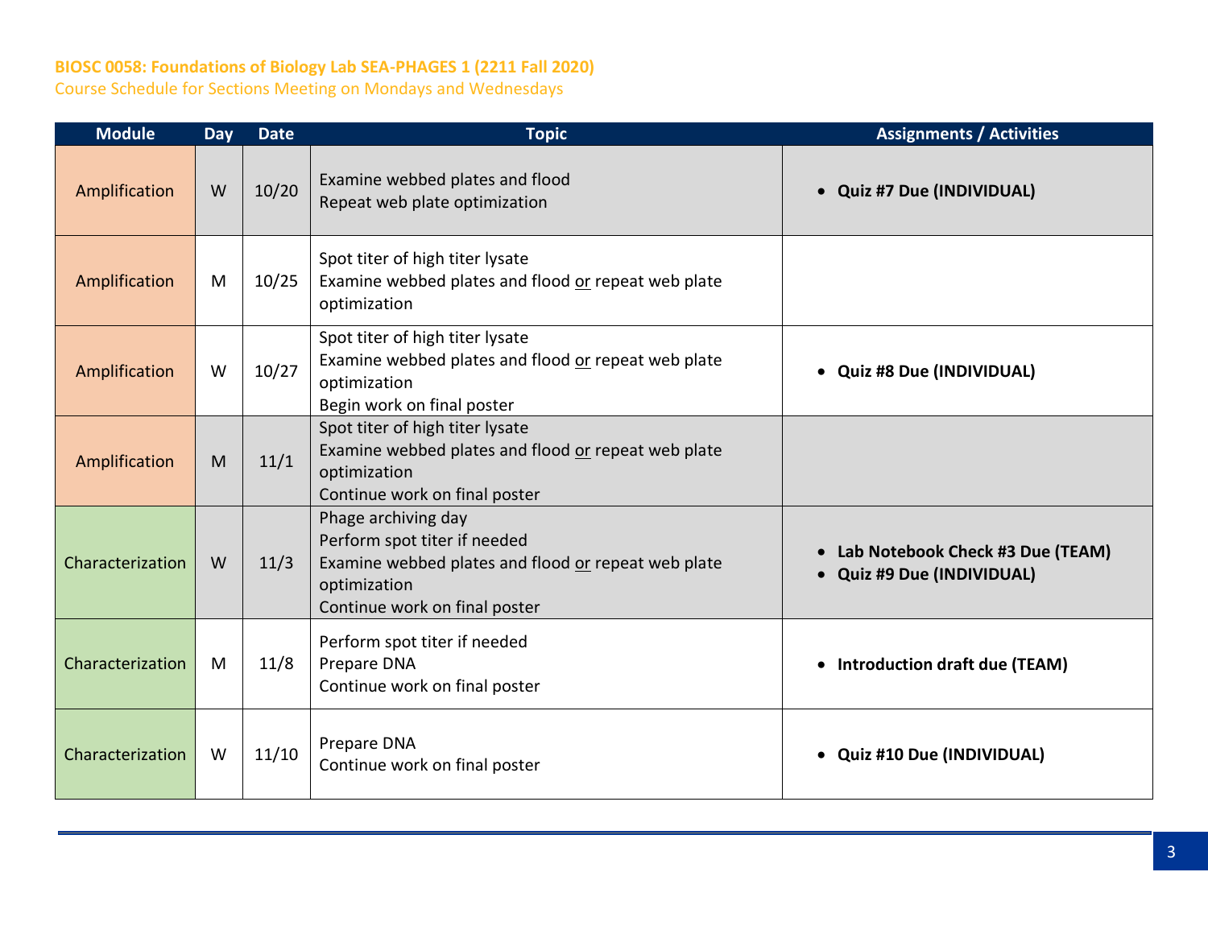**BIOSC 0058: Foundations of Biology Lab SEA-PHAGES 1 (2211 Fall 2020)**
Course Schedule for Sections Meeting on Mondays and Wednesdays

| Module | Day | Date | Topic | Assignments / Activities |
|---|---|---|---|---|
| Amplification | W | 10/20 | Examine webbed plates and flood<br>Repeat web plate optimization | • **Quiz #7 Due (INDIVIDUAL)** |
| Amplification | M | 10/25 | Spot titer of high titer lysate<br>Examine webbed plates and flood <u>or</u> repeat web plate optimization | |
| Amplification | W | 10/27 | Spot titer of high titer lysate<br>Examine webbed plates and flood <u>or</u> repeat web plate optimization<br>Begin work on final poster | • **Quiz #8 Due (INDIVIDUAL)** |
| Amplification | M | 11/1 | Spot titer of high titer lysate<br>Examine webbed plates and flood <u>or</u> repeat web plate optimization<br>Continue work on final poster | |
| Characterization | W | 11/3 | Phage archiving day<br>Perform spot titer if needed<br>Examine webbed plates and flood <u>or</u> repeat web plate optimization<br>Continue work on final poster | • **Lab Notebook Check #3 Due (TEAM)**<br>• **Quiz #9 Due (INDIVIDUAL)** |
| Characterization | M | 11/8 | Perform spot titer if needed<br>Prepare DNA<br>Continue work on final poster | • **Introduction draft due (TEAM)** |
| Characterization | W | 11/10 | Prepare DNA<br>Continue work on final poster | • **Quiz #10 Due (INDIVIDUAL)** |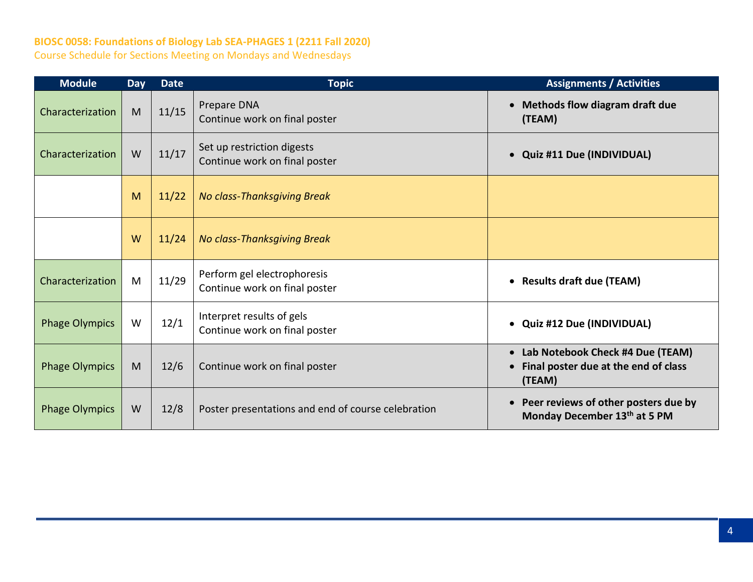**BIOSC 0058: Foundations of Biology Lab SEA-PHAGES 1 (2211 Fall 2020)**

Course Schedule for Sections Meeting on Mondays and Wednesdays

| Module | Day | Date | Topic | Assignments / Activities |
|---|---|---|---|---|
| Characterization | M | 11/15 | Prepare DNA<br>Continue work on final poster | • **Methods flow diagram draft due (TEAM)** |
| Characterization | W | 11/17 | Set up restriction digests<br>Continue work on final poster | • **Quiz #11 Due (INDIVIDUAL)** |
| | M | 11/22 | *No class-Thanksgiving Break* | |
| | W | 11/24 | *No class-Thanksgiving Break* | |
| Characterization | M | 11/29 | Perform gel electrophoresis<br>Continue work on final poster | • **Results draft due (TEAM)** |
| Phage Olympics | W | 12/1 | Interpret results of gels<br>Continue work on final poster | • **Quiz #12 Due (INDIVIDUAL)** |
| Phage Olympics | M | 12/6 | Continue work on final poster | • **Lab Notebook Check #4 Due (TEAM)**<br>• **Final poster due at the end of class (TEAM)** |
| Phage Olympics | W | 12/8 | Poster presentations and end of course celebration | • **Peer reviews of other posters due by Monday December 13th at 5 PM** |